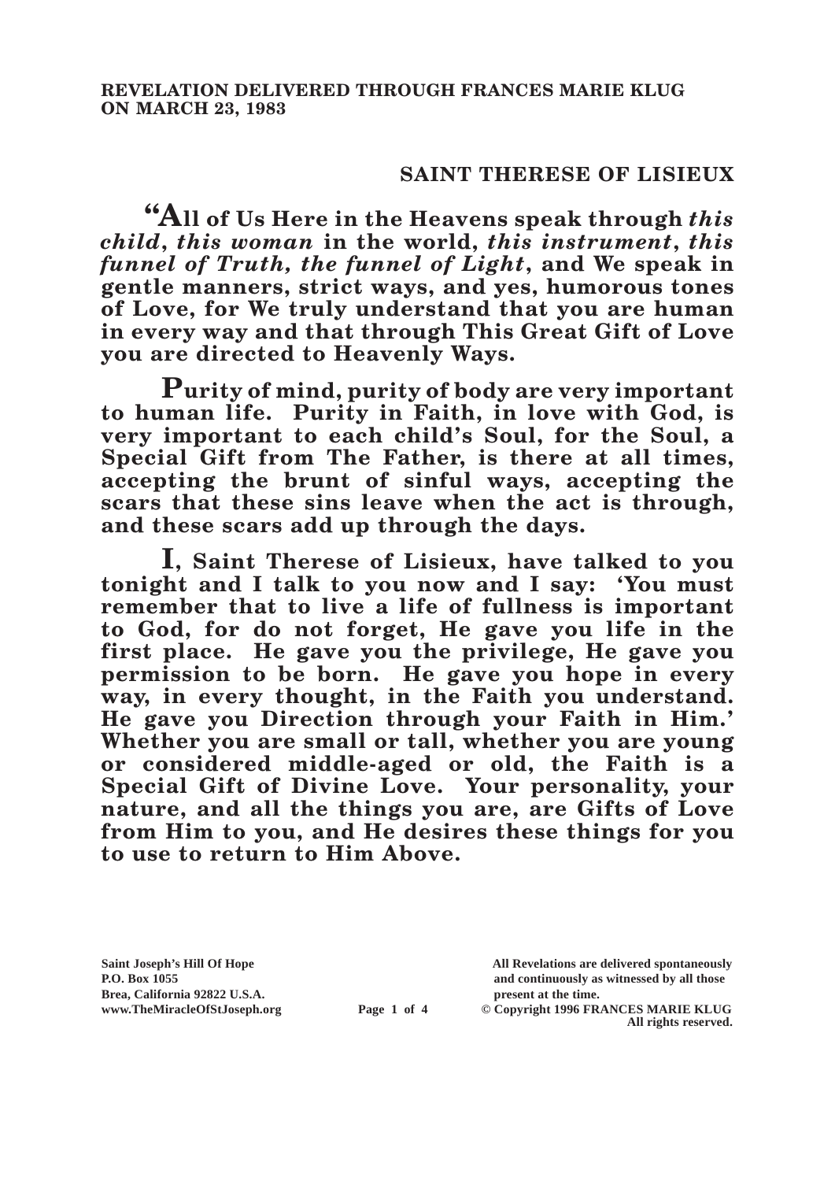**REVELATION DELIVERED THROUGH FRANCES MARIE KLUG ON MARCH 23, 1983**

## SAINT THERESE OF LISIEUX

**"All of Us Here in the Heavens speak through *this child*, *this woman* in the world, *this instrument*, *this funnel of Truth, the funnel of Light*, and We speak in gentle manners, strict ways, and yes, humorous tones of Love, for We truly understand that you are human in every way and that through This Great Gift of Love you are directed to Heavenly Ways.**

**Purity of mind, purity of body are very important to human life. Purity in Faith, in love with God, is very important to each child's Soul, for the Soul, a Special Gift from The Father, is there at all times, accepting the brunt of sinful ways, accepting the scars that these sins leave when the act is through, and these scars add up through the days.**

**I, Saint Therese of Lisieux, have talked to you tonight and I talk to you now and I say: 'You must remember that to live a life of fullness is important to God, for do not forget, He gave you life in the first place. He gave you the privilege, He gave you permission to be born. He gave you hope in every way, in every thought, in the Faith you understand. He gave you Direction through your Faith in Him.' Whether you are small or tall, whether you are young or considered middle-aged or old, the Faith is a Special Gift of Divine Love. Your personality, your nature, and all the things you are, are Gifts of Love from Him to you, and He desires these things for you to use to return to Him Above.**

**Saint Joseph's Hill Of Hope**
**P.O. Box 1055**
**Brea, California 92822 U.S.A.**
**www.TheMiracleOfStJoseph.org**

**All Revelations are delivered spontaneously and continuously as witnessed by all those present at the time.**
**© Copyright 1996 FRANCES MARIE KLUG**
**All rights reserved.**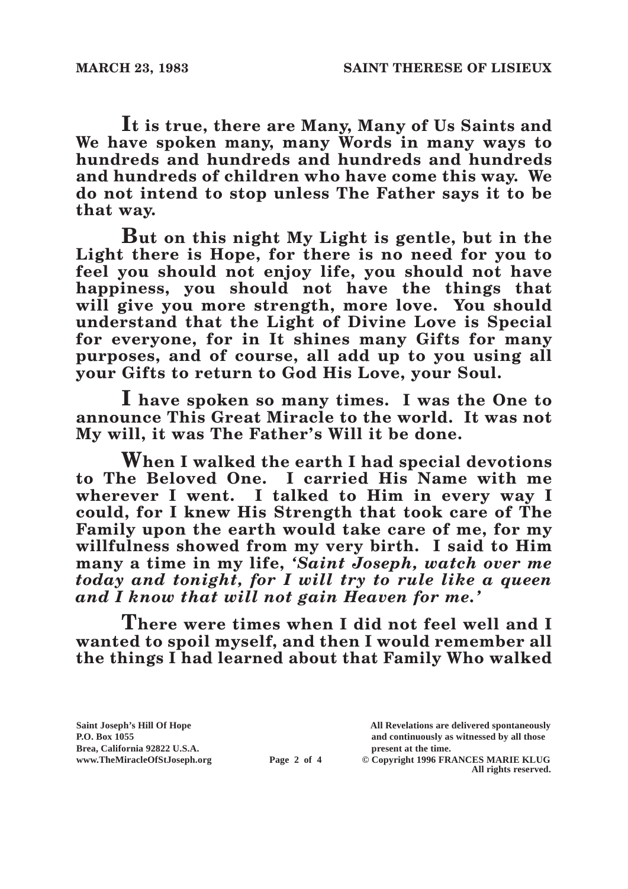**It is true, there are Many, Many of Us Saints and We have spoken many, many Words in many ways to hundreds and hundreds and hundreds and hundreds and hundreds of children who have come this way. We do not intend to stop unless The Father says it to be that way.**

**But on this night My Light is gentle, but in the Light there is Hope, for there is no need for you to feel you should not enjoy life, you should not have happiness, you should not have the things that will give you more strength, more love. You should understand that the Light of Divine Love is Special for everyone, for in It shines many Gifts for many purposes, and of course, all add up to you using all your Gifts to return to God His Love, your Soul.**

**I have spoken so many times. I was the One to announce This Great Miracle to the world. It was not My will, it was The Father's Will it be done.**

**When I walked the earth I had special devotions to The Beloved One. I carried His Name with me wherever I went. I talked to Him in every way I could, for I knew His Strength that took care of The Family upon the earth would take care of me, for my willfulness showed from my very birth. I said to Him many a time in my life, *'Saint Joseph, watch over me today and tonight, for I will try to rule like a queen and I know that will not gain Heaven for me.'***

**There were times when I did not feel well and I wanted to spoil myself, and then I would remember all the things I had learned about that Family Who walked**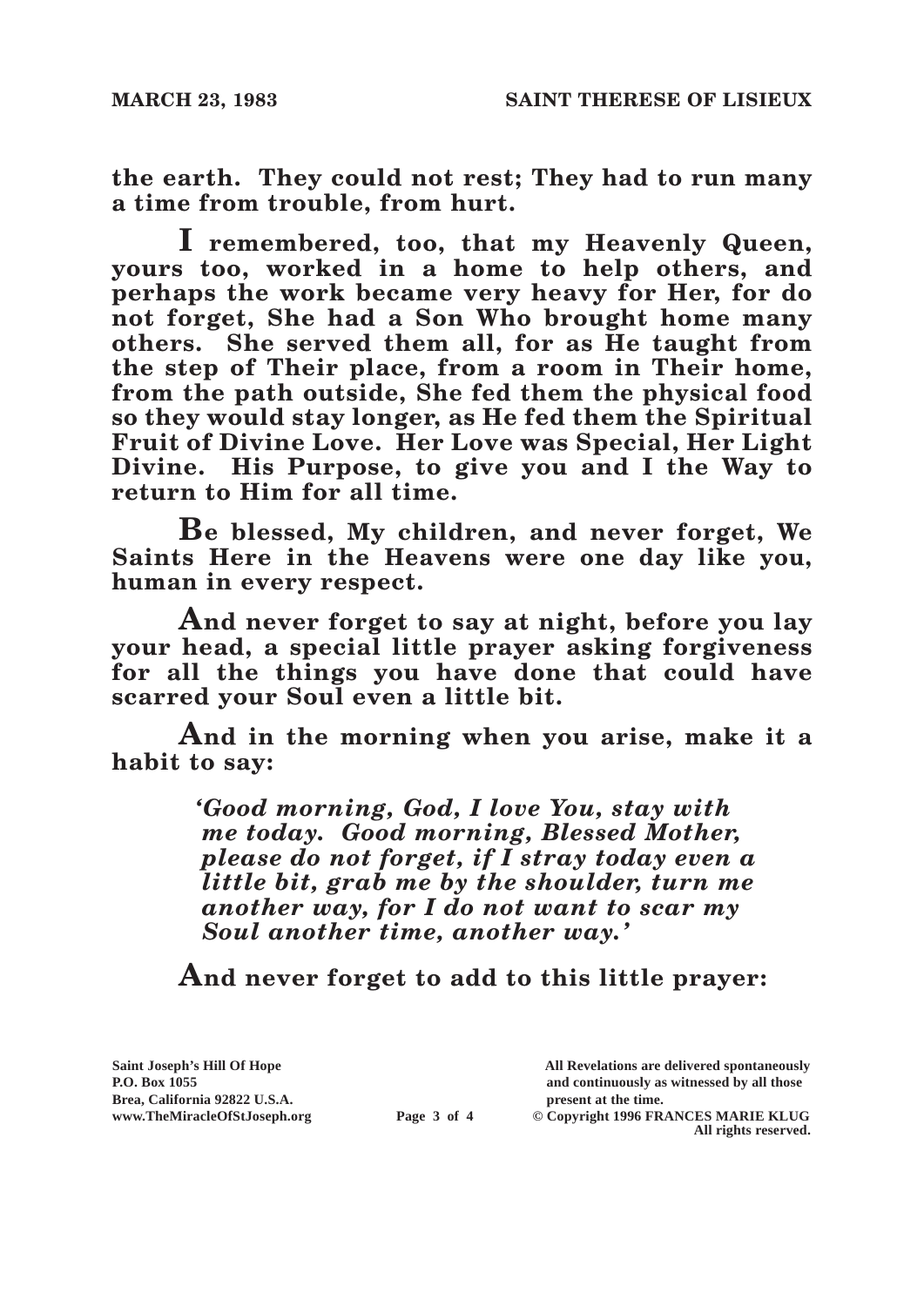**the earth. They could not rest; They had to run many a time from trouble, from hurt.**

**I remembered, too, that my Heavenly Queen, yours too, worked in a home to help others, and perhaps the work became very heavy for Her, for do not forget, She had a Son Who brought home many others. She served them all, for as He taught from the step of Their place, from a room in Their home, from the path outside, She fed them the physical food so they would stay longer, as He fed them the Spiritual Fruit of Divine Love. Her Love was Special, Her Light Divine. His Purpose, to give you and I the Way to return to Him for all time.**

**Be blessed, My children, and never forget, We Saints Here in the Heavens were one day like you, human in every respect.**

**And never forget to say at night, before you lay your head, a special little prayer asking forgiveness for all the things you have done that could have scarred your Soul even a little bit.**

**And in the morning when you arise, make it a habit to say:**

> ***'Good morning, God, I love You, stay with me today. Good morning, Blessed Mother, please do not forget, if I stray today even a little bit, grab me by the shoulder, turn me another way, for I do not want to scar my Soul another time, another way.'***

**And never forget to add to this little prayer:**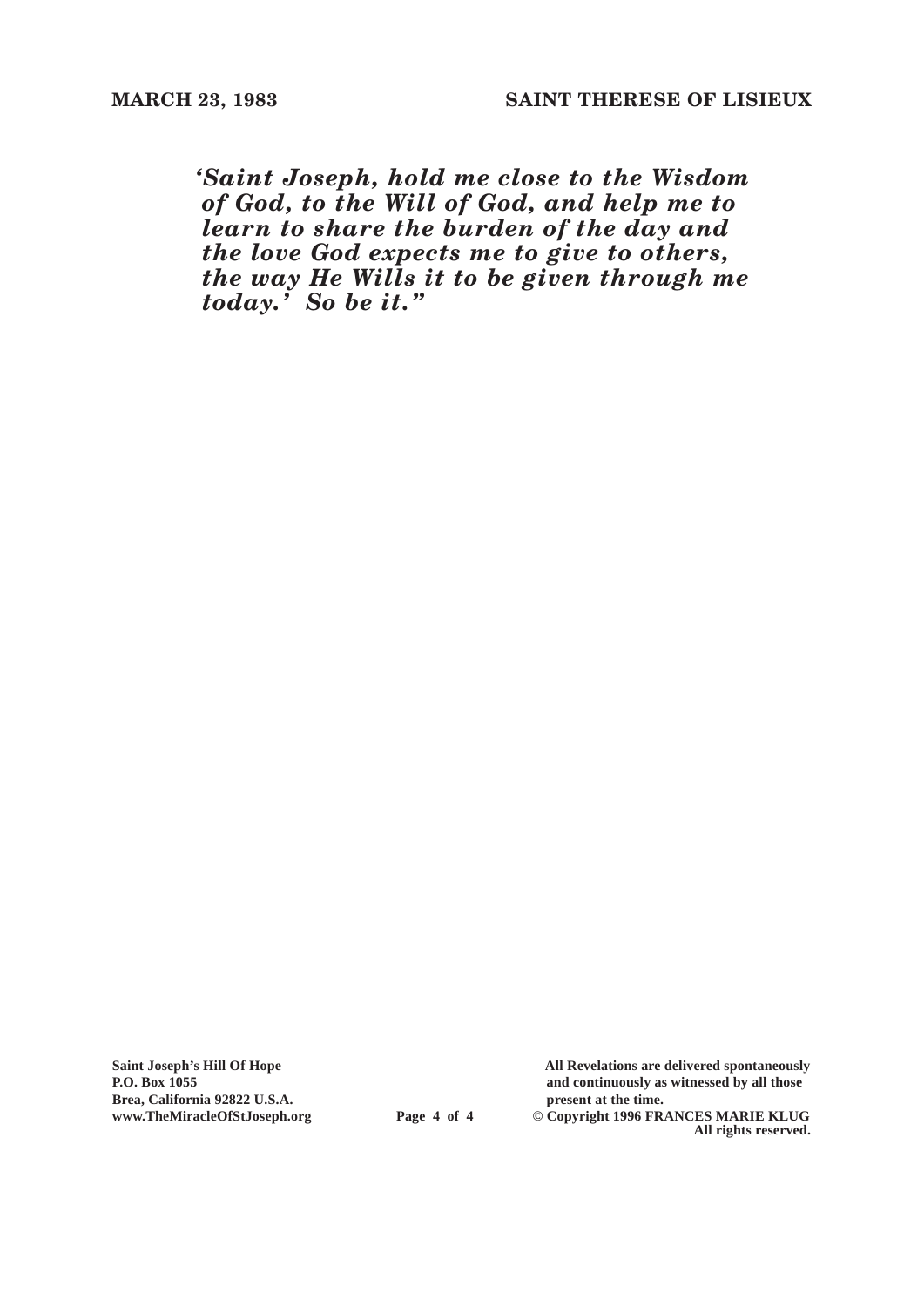*'Saint Joseph, hold me close to the Wisdom of God, to the Will of God, and help me to learn to share the burden of the day and the love God expects me to give to others, the way He Wills it to be given through me today.' So be it."*